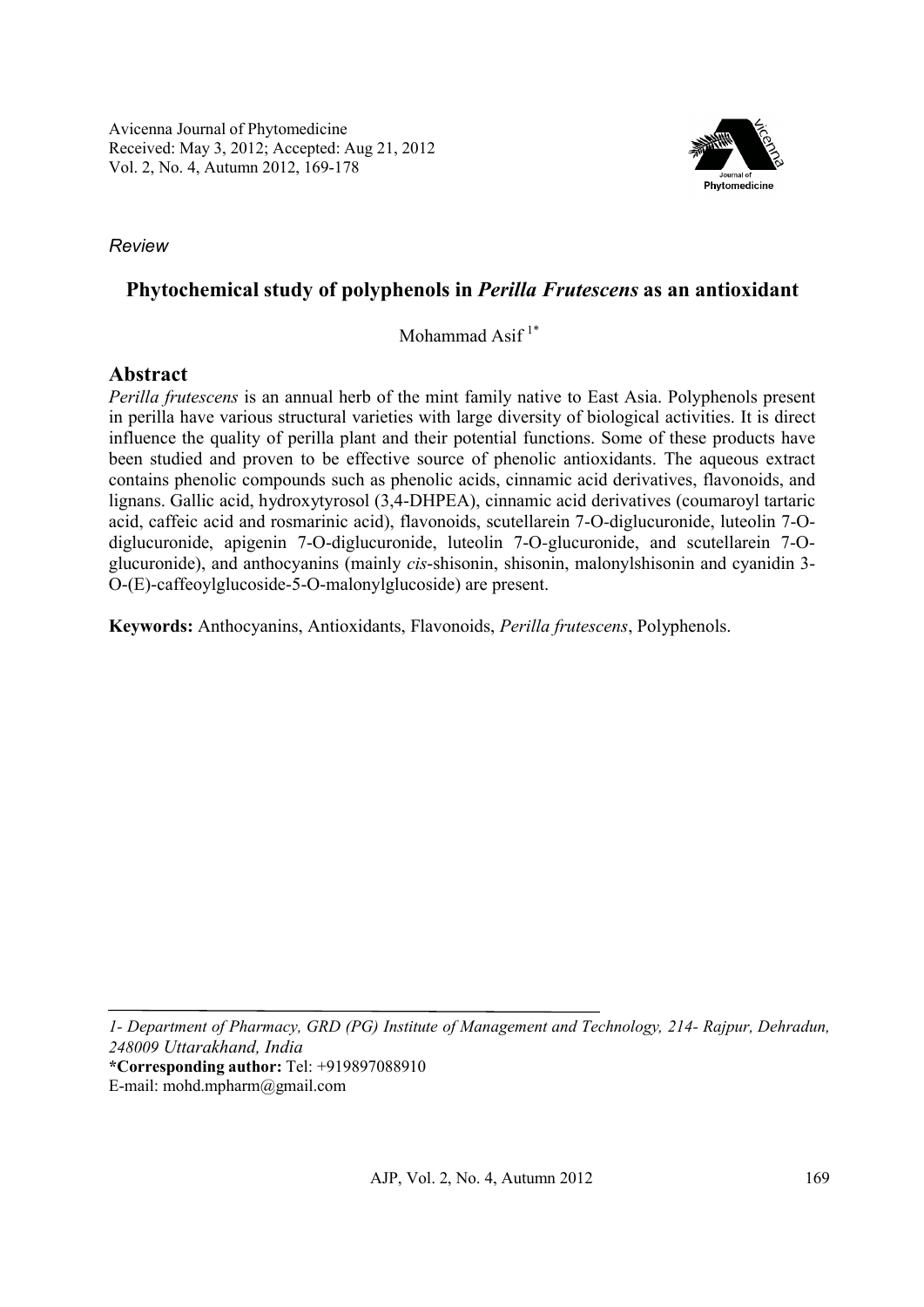Avicenna Journal of Phytomedicine
Received: May 3, 2012; Accepted: Aug 21, 2012
Vol. 2, No. 4, Autumn 2012, 169-178

*Review*

# Phytochemical study of polyphenols in *Perilla Frutescens* as an antioxidant

Mohammad Asif [1*]

## Abstract

*Perilla frutescens* is an annual herb of the mint family native to East Asia. Polyphenols present in perilla have various structural varieties with large diversity of biological activities. It is direct influence the quality of perilla plant and their potential functions. Some of these products have been studied and proven to be effective source of phenolic antioxidants. The aqueous extract contains phenolic compounds such as phenolic acids, cinnamic acid derivatives, flavonoids, and lignans. Gallic acid, hydroxytyrosol (3,4-DHPEA), cinnamic acid derivatives (coumaroyl tartaric acid, caffeic acid and rosmarinic acid), flavonoids, scutellarein 7-O-diglucuronide, luteolin 7-O-diglucuronide, apigenin 7-O-diglucuronide, luteolin 7-O-glucuronide, and scutellarein 7-O-glucuronide), and anthocyanins (mainly *cis*-shisonin, shisonin, malonylshisonin and cyanidin 3-O-(E)-caffeoylglucoside-5-O-malonylglucoside) are present.

**Keywords:** Anthocyanins, Antioxidants, Flavonoids, *Perilla frutescens*, Polyphenols.

---

*1- Department of Pharmacy, GRD (PG) Institute of Management and Technology, 214- Rajpur, Dehradun, 248009 Uttarakhand, India*

**\*Corresponding author:** Tel: +919897088910

E-mail: mohd.mpharm@gmail.com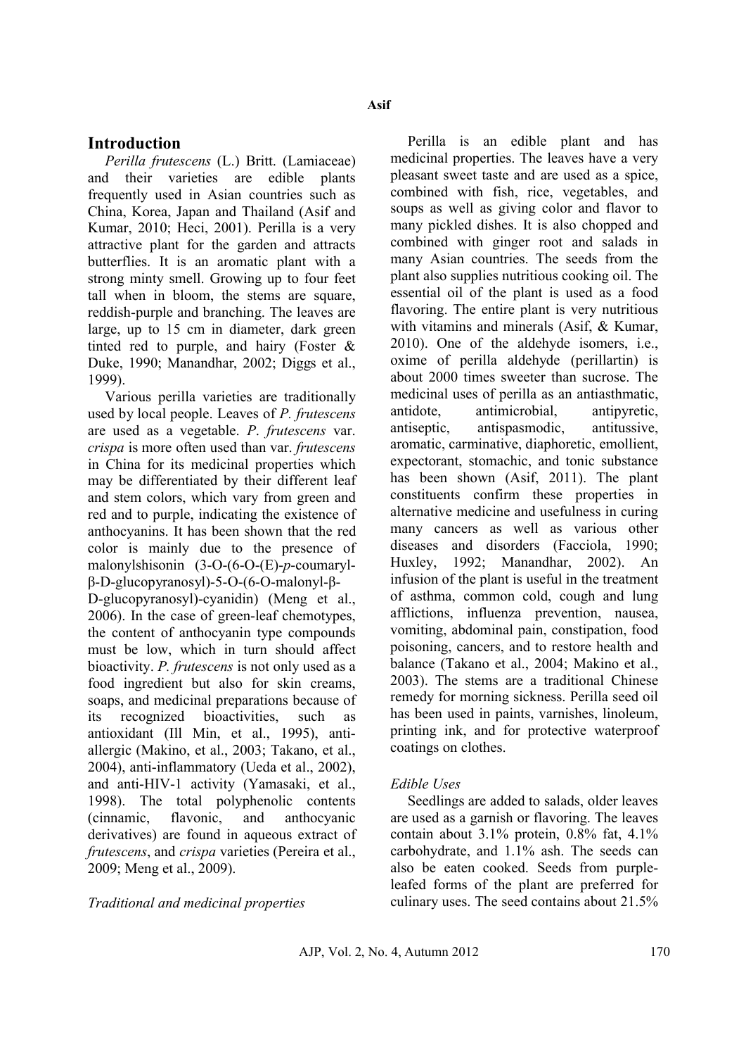## Introduction

*Perilla frutescens* (L.) Britt. (Lamiaceae) and their varieties are edible plants frequently used in Asian countries such as China, Korea, Japan and Thailand (Asif and Kumar, 2010; Heci, 2001). Perilla is a very attractive plant for the garden and attracts butterflies. It is an aromatic plant with a strong minty smell. Growing up to four feet tall when in bloom, the stems are square, reddish-purple and branching. The leaves are large, up to 15 cm in diameter, dark green tinted red to purple, and hairy (Foster & Duke, 1990; Manandhar, 2002; Diggs et al., 1999).

Various perilla varieties are traditionally used by local people. Leaves of *P. frutescens* are used as a vegetable. *P. frutescens* var. *crispa* is more often used than var. *frutescens* in China for its medicinal properties which may be differentiated by their different leaf and stem colors, which vary from green and red and to purple, indicating the existence of anthocyanins. It has been shown that the red color is mainly due to the presence of malonylshisonin (3-O-(6-O-(E)-*p*-coumaryl-β-D-glucopyranosyl)-5-O-(6-O-malonyl-β-D-glucopyranosyl)-cyanidin) (Meng et al., 2006). In the case of green-leaf chemotypes, the content of anthocyanin type compounds must be low, which in turn should affect bioactivity. *P. frutescens* is not only used as a food ingredient but also for skin creams, soaps, and medicinal preparations because of its recognized bioactivities, such as antioxidant (Ill Min, et al., 1995), anti-allergic (Makino, et al., 2003; Takano, et al., 2004), anti-inflammatory (Ueda et al., 2002), and anti-HIV-1 activity (Yamasaki, et al., 1998). The total polyphenolic contents (cinnamic, flavonic, and anthocyanic derivatives) are found in aqueous extract of *frutescens*, and *crispa* varieties (Pereira et al., 2009; Meng et al., 2009).

*Traditional and medicinal properties*

Perilla is an edible plant and has medicinal properties. The leaves have a very pleasant sweet taste and are used as a spice, combined with fish, rice, vegetables, and soups as well as giving color and flavor to many pickled dishes. It is also chopped and combined with ginger root and salads in many Asian countries. The seeds from the plant also supplies nutritious cooking oil. The essential oil of the plant is used as a food flavoring. The entire plant is very nutritious with vitamins and minerals (Asif, & Kumar, 2010). One of the aldehyde isomers, i.e., oxime of perilla aldehyde (perillartin) is about 2000 times sweeter than sucrose. The medicinal uses of perilla as an antiasthmatic, antidote, antimicrobial, antipyretic, antiseptic, antispasmodic, antitussive, aromatic, carminative, diaphoretic, emollient, expectorant, stomachic, and tonic substance has been shown (Asif, 2011). The plant constituents confirm these properties in alternative medicine and usefulness in curing many cancers as well as various other diseases and disorders (Facciola, 1990; Huxley, 1992; Manandhar, 2002). An infusion of the plant is useful in the treatment of asthma, common cold, cough and lung afflictions, influenza prevention, nausea, vomiting, abdominal pain, constipation, food poisoning, cancers, and to restore health and balance (Takano et al., 2004; Makino et al., 2003). The stems are a traditional Chinese remedy for morning sickness. Perilla seed oil has been used in paints, varnishes, linoleum, printing ink, and for protective waterproof coatings on clothes.

*Edible Uses*

Seedlings are added to salads, older leaves are used as a garnish or flavoring. The leaves contain about 3.1% protein, 0.8% fat, 4.1% carbohydrate, and 1.1% ash. The seeds can also be eaten cooked. Seeds from purple-leafed forms of the plant are preferred for culinary uses. The seed contains about 21.5%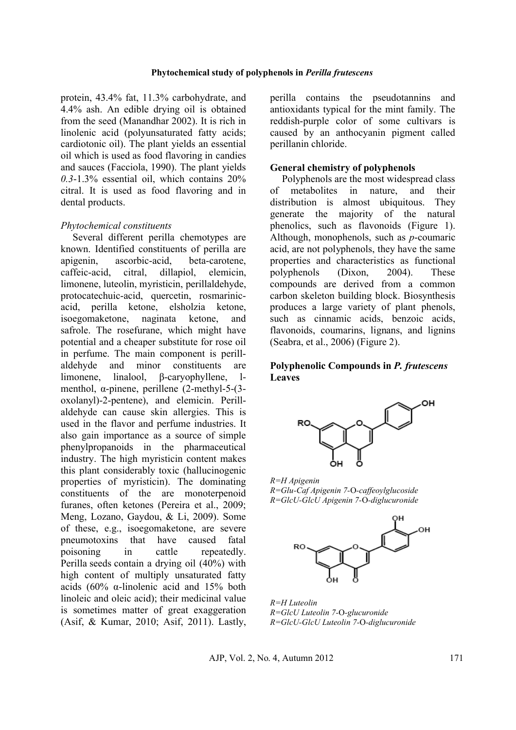protein, 43.4% fat, 11.3% carbohydrate, and 4.4% ash. An edible drying oil is obtained from the seed (Manandhar 2002). It is rich in linolenic acid (polyunsaturated fatty acids; cardiotonic oil). The plant yields an essential oil which is used as food flavoring in candies and sauces (Facciola, 1990). The plant yields *0.3*-1.3% essential oil, which contains 20% citral. It is used as food flavoring and in dental products.

*Phytochemical constituents*

Several different perilla chemotypes are known. Identified constituents of perilla are apigenin, ascorbic-acid, beta-carotene, caffeic-acid, citral, dillapiol, elemicin, limonene, luteolin, myristicin, perillaldehyde, protocatechuic-acid, quercetin, rosmarinic-acid, perilla ketone, elsholzia ketone, isoegomaketone, naginata ketone, and safrole. The rosefurane, which might have potential and a cheaper substitute for rose oil in perfume. The main component is perill-aldehyde and minor constituents are limonene, linalool, β-caryophyllene, l-menthol, α-pinene, perillene (2-methyl-5-(3-oxolanyl)-2-pentene), and elemicin. Perill-aldehyde can cause skin allergies. This is used in the flavor and perfume industries. It also gain importance as a source of simple phenylpropanoids in the pharmaceutical industry. The high myristicin content makes this plant considerably toxic (hallucinogenic properties of myristicin). The dominating constituents of the are monoterpenoid furanes, often ketones (Pereira et al., 2009; Meng, Lozano, Gaydou, & Li, 2009). Some of these, e.g., isoegomaketone, are severe pneumotoxins that have caused fatal poisoning in cattle repeatedly. Perilla seeds contain a drying oil (40%) with high content of multiply unsaturated fatty acids (60% α-linolenic acid and 15% both linoleic and oleic acid); their medicinal value is sometimes matter of great exaggeration (Asif, & Kumar, 2010; Asif, 2011). Lastly, perilla contains the pseudotannins and antioxidants typical for the mint family. The reddish-purple color of some cultivars is caused by an anthocyanin pigment called perillanin chloride.

## General chemistry of polyphenols

Polyphenols are the most widespread class of metabolites in nature, and their distribution is almost ubiquitous. They generate the majority of the natural phenolics, such as flavonoids (Figure 1). Although, monophenols, such as *p*-coumaric acid, are not polyphenols, they have the same properties and characteristics as functional polyphenols (Dixon, 2004). These compounds are derived from a common carbon skeleton building block. Biosynthesis produces a large variety of plant phenols, such as cinnamic acids, benzoic acids, flavonoids, coumarins, lignans, and lignins (Seabra, et al., 2006) (Figure 2).

## Polyphenolic Compounds in *P. frutescens* Leaves

*R=H Apigenin*
*R=Glu-Caf Apigenin 7-*O*-caffeoylglucoside*
*R=GlcU-GlcU Apigenin 7-*O*-diglucuronide*

*R=H Luteolin*
*R=GlcU Luteolin 7-*O*-glucuronide*
*R=GlcU-GlcU Luteolin 7-*O*-diglucuronide*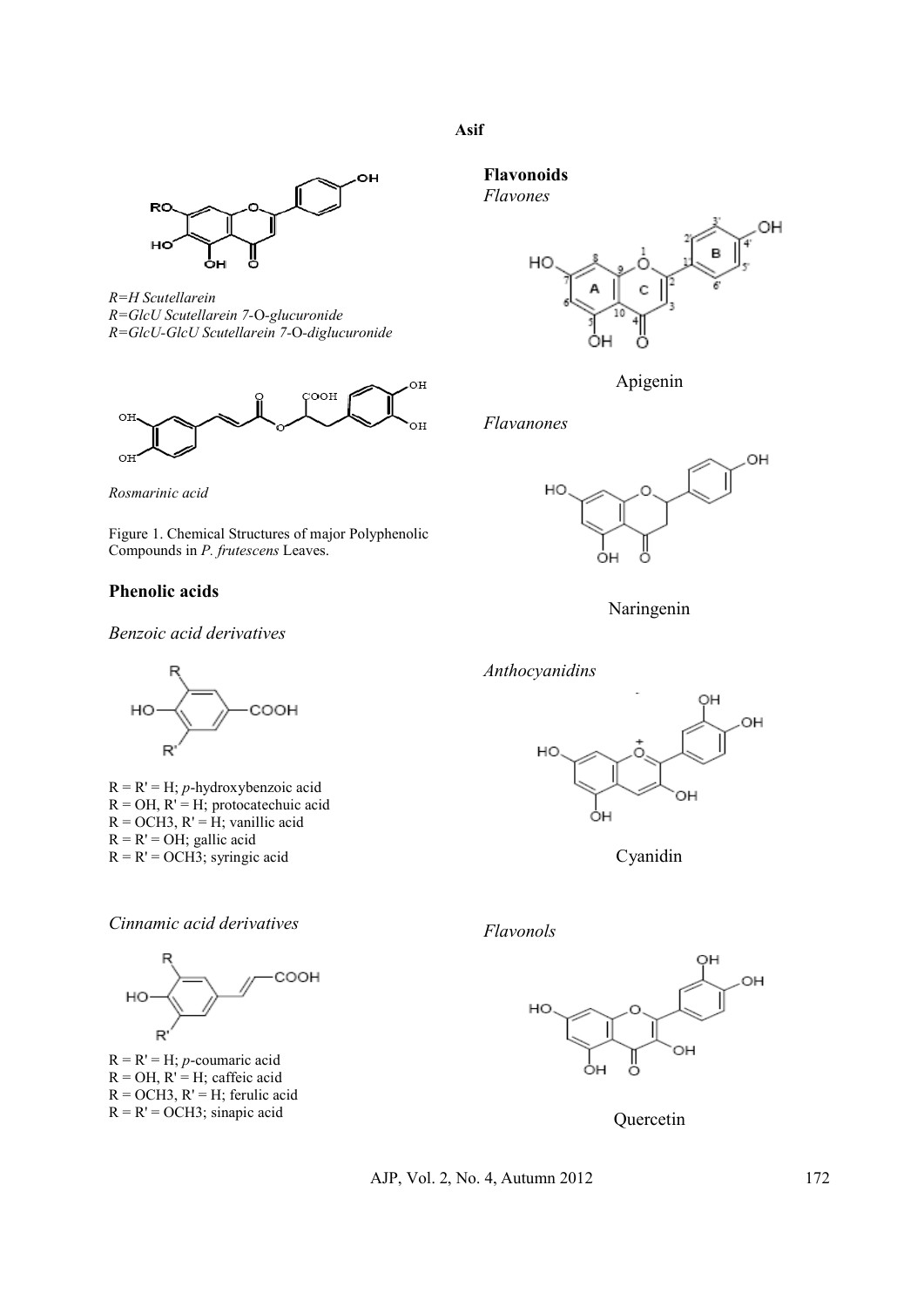*R=H Scutellarein*
*R=GlcU Scutellarein 7-O-glucuronide*
*R=GlcU-GlcU Scutellarein 7-O-diglucuronide*

*Rosmarinic acid*

Figure 1. Chemical Structures of major Polyphenolic Compounds in *P. frutescens* Leaves.

## Phenolic acids

*Benzoic acid derivatives*

R = R' = H; *p*-hydroxybenzoic acid
R = OH, R' = H; protocatechuic acid
R = OCH3, R' = H; vanillic acid
R = R' = OH; gallic acid
R = R' = OCH3; syringic acid

*Cinnamic acid derivatives*

R = R' = H; *p*-coumaric acid
R = OH, R' = H; caffeic acid
R = OCH3, R' = H; ferulic acid
R = R' = OCH3; sinapic acid

## Flavonoids

*Flavones*

Apigenin

*Flavanones*

Naringenin

*Anthocyanidins*

Cyanidin

*Flavonols*

Quercetin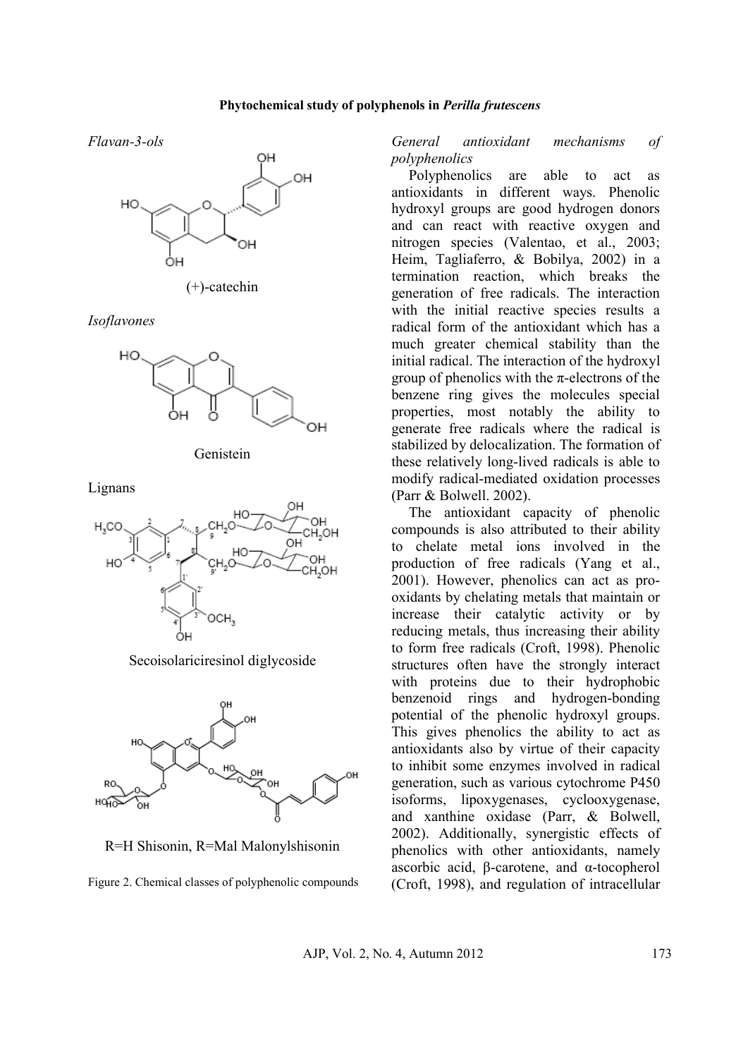*Flavan-3-ols*

(+)-catechin

*Isoflavones*

Genistein

Lignans

Secoisolariciresinol diglycoside

R=H Shisonin, R=Mal Malonylshisonin

Figure 2. Chemical classes of polyphenolic compounds

*General antioxidant mechanisms of polyphenolics*

Polyphenolics are able to act as antioxidants in different ways. Phenolic hydroxyl groups are good hydrogen donors and can react with reactive oxygen and nitrogen species (Valentao, et al., 2003; Heim, Tagliaferro, & Bobilya, 2002) in a termination reaction, which breaks the generation of free radicals. The interaction with the initial reactive species results a radical form of the antioxidant which has a much greater chemical stability than the initial radical. The interaction of the hydroxyl group of phenolics with the π-electrons of the benzene ring gives the molecules special properties, most notably the ability to generate free radicals where the radical is stabilized by delocalization. The formation of these relatively long-lived radicals is able to modify radical-mediated oxidation processes (Parr & Bolwell. 2002).

The antioxidant capacity of phenolic compounds is also attributed to their ability to chelate metal ions involved in the production of free radicals (Yang et al., 2001). However, phenolics can act as pro-oxidants by chelating metals that maintain or increase their catalytic activity or by reducing metals, thus increasing their ability to form free radicals (Croft, 1998). Phenolic structures often have the strongly interact with proteins due to their hydrophobic benzenoid rings and hydrogen-bonding potential of the phenolic hydroxyl groups. This gives phenolics the ability to act as antioxidants also by virtue of their capacity to inhibit some enzymes involved in radical generation, such as various cytochrome P450 isoforms, lipoxygenases, cyclooxygenase, and xanthine oxidase (Parr, & Bolwell, 2002). Additionally, synergistic effects of phenolics with other antioxidants, namely ascorbic acid, β-carotene, and α-tocopherol (Croft, 1998), and regulation of intracellular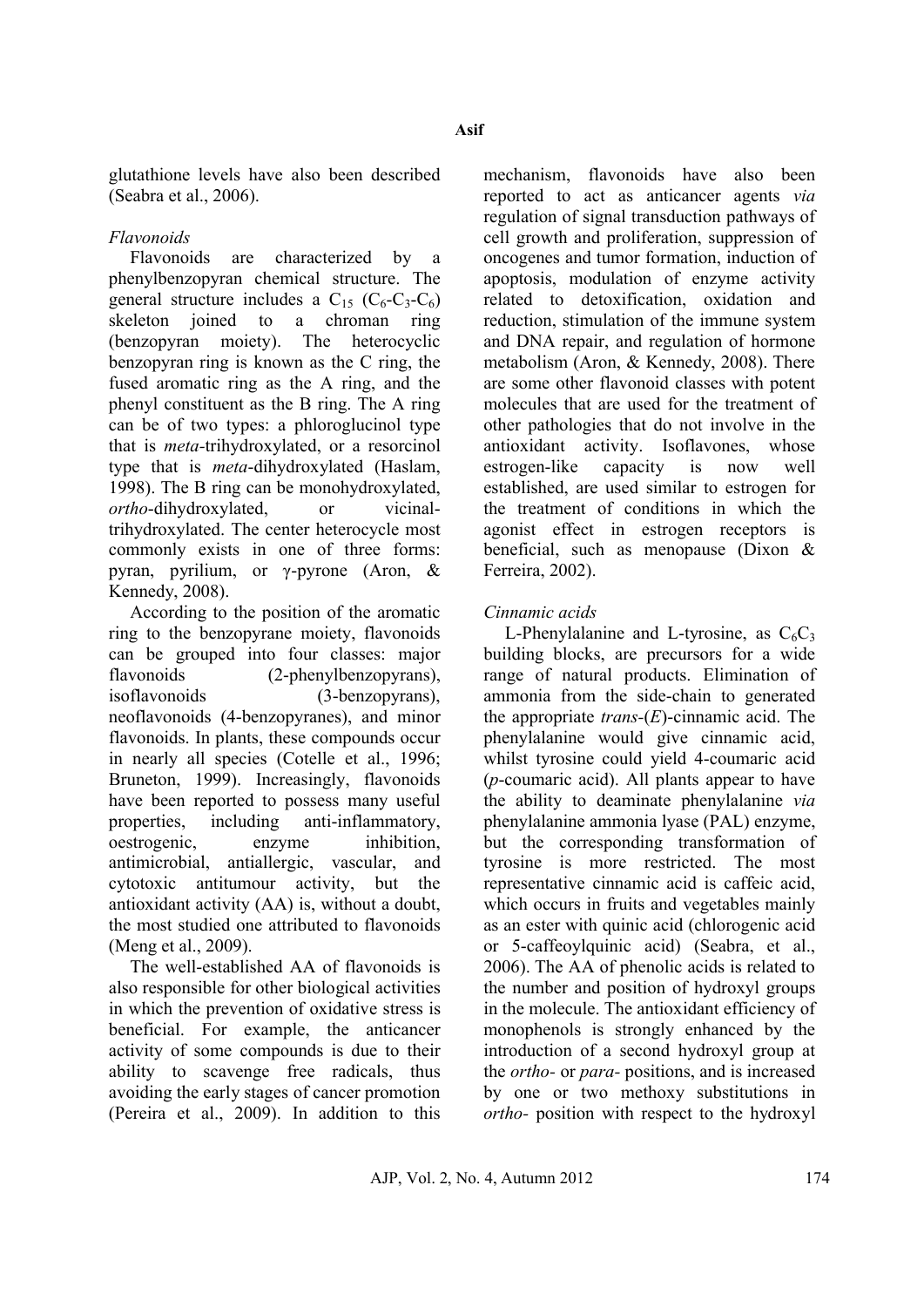glutathione levels have also been described (Seabra et al., 2006).

### *Flavonoids*

Flavonoids are characterized by a phenylbenzopyran chemical structure. The general structure includes a $C_{15}$ ($C_6$-$C_3$-$C_6$) skeleton joined to a chroman ring (benzopyran moiety). The heterocyclic benzopyran ring is known as the C ring, the fused aromatic ring as the A ring, and the phenyl constituent as the B ring. The A ring can be of two types: a phloroglucinol type that is *meta*-trihydroxylated, or a resorcinol type that is *meta*-dihydroxylated (Haslam, 1998). The B ring can be monohydroxylated, *ortho*-dihydroxylated, or vicinal-trihydroxylated. The center heterocycle most commonly exists in one of three forms: pyran, pyrilium, or γ-pyrone (Aron, & Kennedy, 2008).

According to the position of the aromatic ring to the benzopyrane moiety, flavonoids can be grouped into four classes: major flavonoids (2-phenylbenzopyrans), isoflavonoids (3-benzopyrans), neoflavonoids (4-benzopyranes), and minor flavonoids. In plants, these compounds occur in nearly all species (Cotelle et al., 1996; Bruneton, 1999). Increasingly, flavonoids have been reported to possess many useful properties, including anti-inflammatory, oestrogenic, enzyme inhibition, antimicrobial, antiallergic, vascular, and cytotoxic antitumour activity, but the antioxidant activity (AA) is, without a doubt, the most studied one attributed to flavonoids (Meng et al., 2009).

The well-established AA of flavonoids is also responsible for other biological activities in which the prevention of oxidative stress is beneficial. For example, the anticancer activity of some compounds is due to their ability to scavenge free radicals, thus avoiding the early stages of cancer promotion (Pereira et al., 2009). In addition to this mechanism, flavonoids have also been reported to act as anticancer agents *via* regulation of signal transduction pathways of cell growth and proliferation, suppression of oncogenes and tumor formation, induction of apoptosis, modulation of enzyme activity related to detoxification, oxidation and reduction, stimulation of the immune system and DNA repair, and regulation of hormone metabolism (Aron, & Kennedy, 2008). There are some other flavonoid classes with potent molecules that are used for the treatment of other pathologies that do not involve in the antioxidant activity. Isoflavones, whose estrogen-like capacity is now well established, are used similar to estrogen for the treatment of conditions in which the agonist effect in estrogen receptors is beneficial, such as menopause (Dixon & Ferreira, 2002).

### *Cinnamic acids*

L-Phenylalanine and L-tyrosine, as $C_6C_3$ building blocks, are precursors for a wide range of natural products. Elimination of ammonia from the side-chain to generated the appropriate *trans*-(*E*)-cinnamic acid. The phenylalanine would give cinnamic acid, whilst tyrosine could yield 4-coumaric acid (*p*-coumaric acid). All plants appear to have the ability to deaminate phenylalanine *via* phenylalanine ammonia lyase (PAL) enzyme, but the corresponding transformation of tyrosine is more restricted. The most representative cinnamic acid is caffeic acid, which occurs in fruits and vegetables mainly as an ester with quinic acid (chlorogenic acid or 5-caffeoylquinic acid) (Seabra, et al., 2006). The AA of phenolic acids is related to the number and position of hydroxyl groups in the molecule. The antioxidant efficiency by the monophenols is strongly enhanced by the introduction of a second hydroxyl group at the *ortho-* or *para-* positions, and is increased by one or two methoxy substitutions in *ortho-* position with respect to the hydroxyl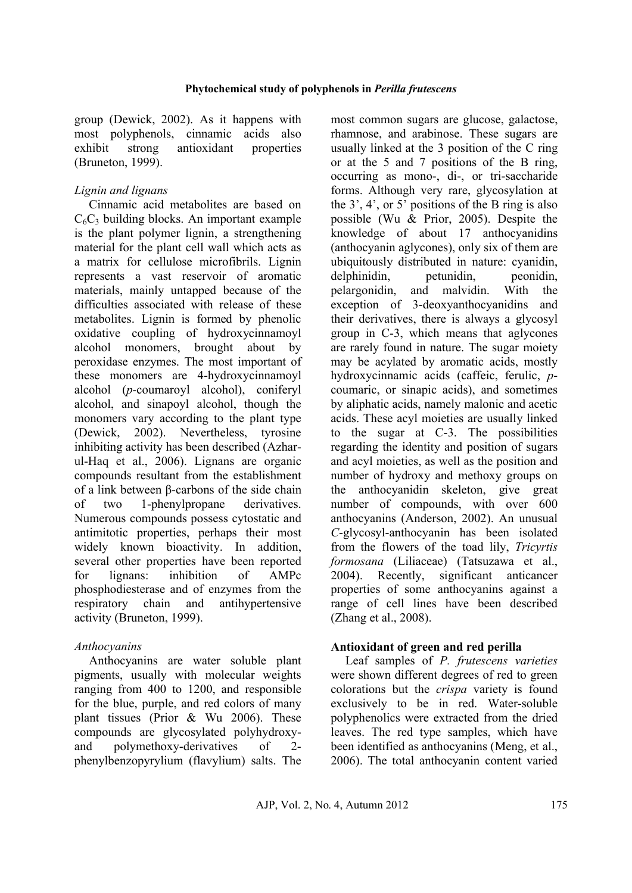group (Dewick, 2002). As it happens with most polyphenols, cinnamic acids also exhibit strong antioxidant properties (Bruneton, 1999).

*Lignin and lignans*

Cinnamic acid metabolites are based on $C_6C_3$ building blocks. An important example is the plant polymer lignin, a strengthening material for the plant cell wall which acts as a matrix for cellulose microfibrils. Lignin represents a vast reservoir of aromatic materials, mainly untapped because of the difficulties associated with release of these metabolites. Lignin is formed by phenolic oxidative coupling of hydroxycinnamoyl alcohol monomers, brought about by peroxidase enzymes. The most important of these monomers are 4-hydroxycinnamoyl alcohol (*p*-coumaroyl alcohol), coniferyl alcohol, and sinapoyl alcohol, though the monomers vary according to the plant type (Dewick, 2002). Nevertheless, tyrosine inhibiting activity has been described (Azhar-ul-Haq et al., 2006). Lignans are organic compounds resultant from the establishment of a link between β-carbons of the side chain of two 1-phenylpropane derivatives. Numerous compounds possess cytostatic and antimitotic properties, perhaps their most widely known bioactivity. In addition, several other properties have been reported for lignans: inhibition of AMPc phosphodiesterase and of enzymes from the respiratory chain and antihypertensive activity (Bruneton, 1999).

*Anthocyanins*

Anthocyanins are water soluble plant pigments, usually with molecular weights ranging from 400 to 1200, and responsible for the blue, purple, and red colors of many plant tissues (Prior & Wu 2006). These compounds are glycosylated polyhydroxy- and polymethoxy-derivatives of 2-phenylbenzopyrylium (flavylium) salts. The most common sugars are glucose, galactose, rhamnose, and arabinose. These sugars are usually linked at the 3 position of the C ring or at the 5 and 7 positions of the B ring, occurring as mono-, di-, or tri-saccharide forms. Although very rare, glycosylation at the 3', 4', or 5' positions of the B ring is also possible (Wu & Prior, 2005). Despite the knowledge of about 17 anthocyanidins (anthocyanin aglycones), only six of them are ubiquitously distributed in nature: cyanidin, delphinidin, petunidin, peonidin, pelargonidin, and malvidin. With the exception of 3-deoxyanthocyanidins and their derivatives, there is always a glycosyl group in C-3, which means that aglycones are rarely found in nature. The sugar moiety may be acylated by aromatic acids, mostly hydroxycinnamic acids (caffeic, ferulic, *p*-coumaric, or sinapic acids), and sometimes by aliphatic acids, namely malonic and acetic acids. These acyl moieties are usually linked to the sugar at C-3. The possibilities regarding the identity and position of sugars and acyl moieties, as well as the position and number of hydroxy and methoxy groups on the anthocyanidin skeleton, give great number of compounds, with over 600 anthocyanins (Anderson, 2002). An unusual *C*-glycosyl-anthocyanin has been isolated from the flowers of the toad lily, *Tricyrtis formosana* (Liliaceae) (Tatsuzawa et al., 2004). Recently, significant anticancer properties of some anthocyanins against a range of cell lines have been described (Zhang et al., 2008).

**Antioxidant of green and red perilla**

Leaf samples of *P. frutescens varieties* were shown different degrees of red to green colorations but the *crispa* variety is found exclusively to be in red. Water-soluble polyphenolics were extracted from the dried leaves. The red type samples, which have been identified as anthocyanins (Meng, et al., 2006). The total anthocyanin content varied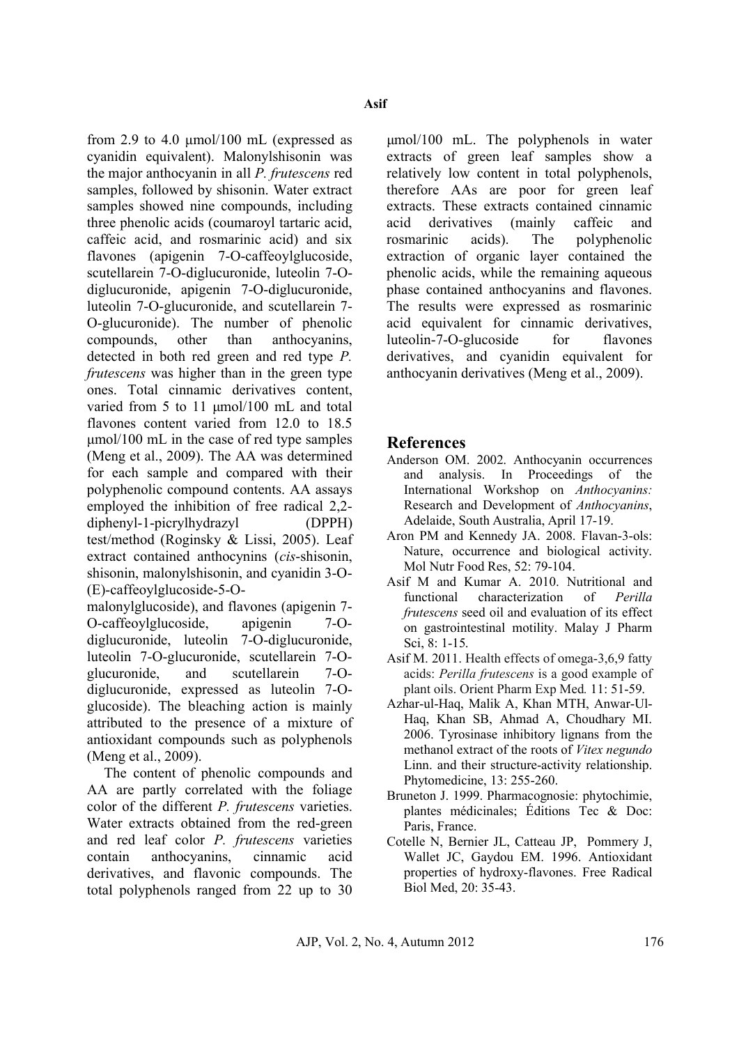from 2.9 to 4.0 μmol/100 mL (expressed as cyanidin equivalent). Malonylshisonin was the major anthocyanin in all *P. frutescens* red samples, followed by shisonin. Water extract samples showed nine compounds, including three phenolic acids (coumaroyl tartaric acid, caffeic acid, and rosmarinic acid) and six flavones (apigenin 7-O-caffeoylglucoside, scutellarein 7-O-diglucuronide, luteolin 7-O-diglucuronide, apigenin 7-O-diglucuronide, luteolin 7-O-glucuronide, and scutellarein 7-O-glucuronide). The number of phenolic compounds, other than anthocyanins, detected in both red green and red type *P. frutescens* was higher than in the green type ones. Total cinnamic derivatives content, varied from 5 to 11 μmol/100 mL and total flavones content varied from 12.0 to 18.5 μmol/100 mL in the case of red type samples (Meng et al., 2009). The AA was determined for each sample and compared with their polyphenolic compound contents. AA assays employed the inhibition of free radical 2,2-diphenyl-1-picrylhydrazyl (DPPH) test/method (Roginsky & Lissi, 2005). Leaf extract contained anthocynins (*cis*-shisonin, shisonin, malonylshisonin, and cyanidin 3-O-(E)-caffeoylglucoside-5-O-malonylglucoside), and flavones (apigenin 7-O-caffeoylglucoside, apigenin 7-O-diglucuronide, luteolin 7-O-diglucuronide, luteolin 7-O-glucuronide, scutellarein 7-O-glucuronide, and scutellarein 7-O-diglucuronide, expressed as luteolin 7-O-glucoside). The bleaching action is mainly attributed to the presence of a mixture of antioxidant compounds such as polyphenols (Meng et al., 2009).

The content of phenolic compounds and AA are partly correlated with the foliage color of the different *P. frutescens* varieties. Water extracts obtained from the red-green and red leaf color *P. frutescens* varieties contain anthocyanins, cinnamic acid derivatives, and flavonic compounds. The total polyphenols ranged from 22 up to 30 μmol/100 mL. The polyphenols in water extracts of green leaf samples show a relatively low content in total polyphenols, therefore AAs are poor for green leaf extracts. These extracts contained cinnamic acid derivatives (mainly caffeic and rosmarinic acids). The polyphenolic extraction of organic layer contained the phenolic acids, while the remaining aqueous phase contained anthocyanins and flavones. The results were expressed as rosmarinic acid equivalent for cinnamic derivatives, luteolin-7-O-glucoside for flavones derivatives, and cyanidin equivalent for anthocyanin derivatives (Meng et al., 2009).

## References

- Anderson OM. 2002. Anthocyanin occurrences and analysis. In Proceedings of the International Workshop on *Anthocyanins:* Research and Development of *Anthocyanins*, Adelaide, South Australia, April 17-19.
- Aron PM and Kennedy JA. 2008. Flavan-3-ols: Nature, occurrence and biological activity. Mol Nutr Food Res, 52: 79-104.
- Asif M and Kumar A. 2010. Nutritional and functional characterization of *Perilla frutescens* seed oil and evaluation of its effect on gastrointestinal motility. Malay J Pharm Sci, 8: 1-15.
- Asif M. 2011. Health effects of omega-3,6,9 fatty acids: *Perilla frutescens* is a good example of plant oils. Orient Pharm Exp Med. 11: 51-59.
- Azhar-ul-Haq, Malik A, Khan MTH, Anwar-Ul-Haq, Khan SB, Ahmad A, Choudhary MI. 2006. Tyrosinase inhibitory lignans from the methanol extract of the roots of *Vitex negundo* Linn. and their structure-activity relationship. Phytomedicine, 13: 255-260.
- Bruneton J. 1999. Pharmacognosie: phytochimie, plantes médicinales; Éditions Tec & Doc: Paris, France.
- Cotelle N, Bernier JL, Catteau JP, Pommery J, Wallet JC, Gaydou EM. 1996. Antioxidant properties of hydroxy-flavones. Free Radical Biol Med, 20: 35-43.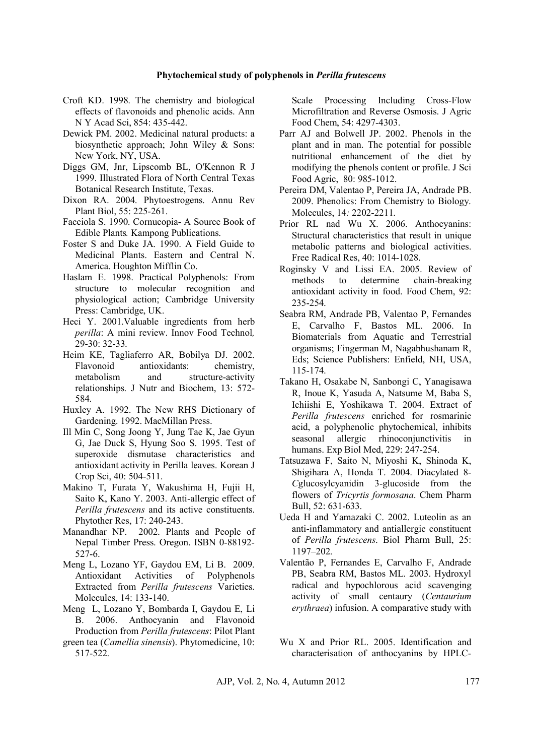Croft KD. 1998. The chemistry and biological effects of flavonoids and phenolic acids. Ann N Y Acad Sci, 854: 435-442.

Dewick PM. 2002. Medicinal natural products: a biosynthetic approach; John Wiley & Sons: New York, NY, USA.

Diggs GM, Jnr, Lipscomb BL, O'Kennon R J 1999. Illustrated Flora of North Central Texas Botanical Research Institute, Texas.

Dixon RA. 2004. Phytoestrogens. Annu Rev Plant Biol, 55: 225-261.

Facciola S. 1990. Cornucopia- A Source Book of Edible Plants*.* Kampong Publications.

Foster S and Duke JA. 1990. A Field Guide to Medicinal Plants. Eastern and Central N. America. Houghton Mifflin Co.

Haslam E. 1998. Practical Polyphenols: From structure to molecular recognition and physiological action; Cambridge University Press: Cambridge, UK.

Heci Y. 2001.Valuable ingredients from herb *perilla*: A mini review. Innov Food Technol*,* 29-30: 32-33.

Heim KE, Tagliaferro AR, Bobilya DJ. 2002. Flavonoid antioxidants: chemistry, metabolism and structure-activity relationships*.* J Nutr and Biochem, 13: 572-584.

Huxley A. 1992. The New RHS Dictionary of Gardening. 1992. MacMillan Press.

Ill Min C, Song Joong Y, Jung Tae K, Jae Gyun G, Jae Duck S, Hyung Soo S. 1995. Test of superoxide dismutase characteristics and antioxidant activity in Perilla leaves. Korean J Crop Sci, 40: 504-511.

Makino T, Furata Y, Wakushima H, Fujii H, Saito K, Kano Y. 2003. Anti-allergic effect of *Perilla frutescens* and its active constituents. Phytother Res, 17: 240-243.

Manandhar NP. 2002*.* Plants and People of Nepal Timber Press. Oregon. ISBN 0-88192-527-6.

Meng L, Lozano YF, Gaydou EM, Li B. 2009. Antioxidant Activities of Polyphenols Extracted from *Perilla frutescens* Varieties. Molecules, 14: 133-140.

Meng L, Lozano Y, Bombarda I, Gaydou E, Li B. 2006. Anthocyanin and Flavonoid Production from *Perilla frutescens*: Pilot Plant Scale Processing Including Cross-Flow Microfiltration and Reverse Osmosis. J Agric Food Chem, 54: 4297-4303.

Parr AJ and Bolwell JP. 2002. Phenols in the plant and in man. The potential for possible nutritional enhancement of the diet by modifying the phenols content or profile. J Sci Food Agric, 80: 985-1012.

Pereira DM, Valentao P, Pereira JA, Andrade PB. 2009. Phenolics: From Chemistry to Biology. Molecules, 14*:* 2202-2211*.*

Prior RL nad Wu X. 2006. Anthocyanins: Structural characteristics that result in unique metabolic patterns and biological activities. Free Radical Res, 40: 1014-1028.

Roginsky V and Lissi EA. 2005. Review of methods to determine chain-breaking antioxidant activity in food. Food Chem, 92: 235-254.

Seabra RM, Andrade PB, Valentao P, Fernandes E, Carvalho F, Bastos ML. 2006. In Biomaterials from Aquatic and Terrestrial organisms; Fingerman M, Nagabhushanam R, Eds; Science Publishers: Enfield, NH, USA, 115-174.

Takano H, Osakabe N, Sanbongi C, Yanagisawa R, Inoue K, Yasuda A, Natsume M, Baba S, Ichiishi E, Yoshikawa T. 2004. Extract of *Perilla frutescens* enriched for rosmarinic acid, a polyphenolic phytochemical, inhibits seasonal allergic rhinoconjunctivitis in humans. Exp Biol Med, 229: 247-254.

Tatsuzawa F, Saito N, Miyoshi K, Shinoda K, Shigihara A, Honda T. 2004. Diacylated 8-*C*glucosylcyanidin 3-glucoside from the flowers of *Tricyrtis formosana*. Chem Pharm Bull, 52: 631-633.

Ueda H and Yamazaki C. 2002. Luteolin as an anti-inflammatory and antiallergic constituent of *Perilla frutescens.* Biol Pharm Bull, 25: 1197–202.

Valentão P, Fernandes E, Carvalho F, Andrade PB, Seabra RM, Bastos ML. 2003. Hydroxyl radical and hypochlorous acid scavenging activity of small centaury (*Centaurium erythraea*) infusion. A comparative study with green tea (*Camellia sinensis*). Phytomedicine, 10: 517-522.

Wu X and Prior RL. 2005. Identification and characterisation of anthocyanins by HPLC-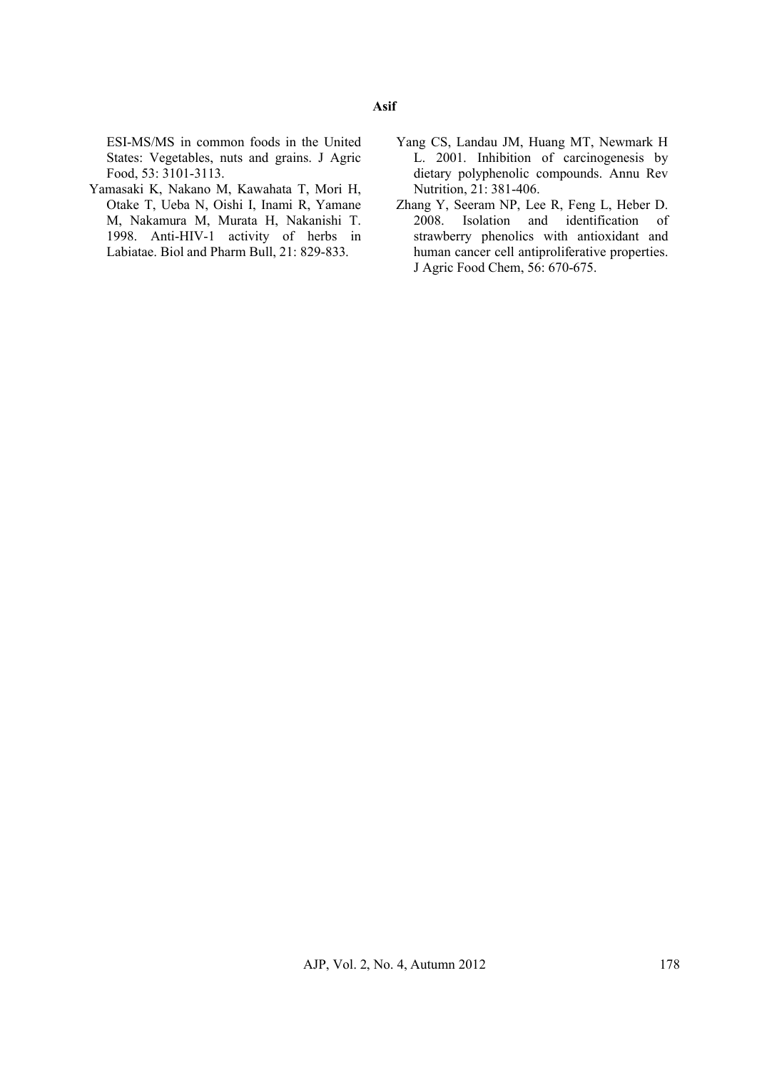ESI-MS/MS in common foods in the United States: Vegetables, nuts and grains. J Agric Food, 53: 3101-3113.

Yamasaki K, Nakano M, Kawahata T, Mori H, Otake T, Ueba N, Oishi I, Inami R, Yamane M, Nakamura M, Murata H, Nakanishi T. 1998. Anti-HIV-1 activity of herbs in Labiatae. Biol and Pharm Bull, 21: 829-833.

Yang CS, Landau JM, Huang MT, Newmark H L. 2001. Inhibition of carcinogenesis by dietary polyphenolic compounds. Annu Rev Nutrition, 21: 381-406.

Zhang Y, Seeram NP, Lee R, Feng L, Heber D. 2008. Isolation and identification of strawberry phenolics with antioxidant and human cancer cell antiproliferative properties. J Agric Food Chem, 56: 670-675.